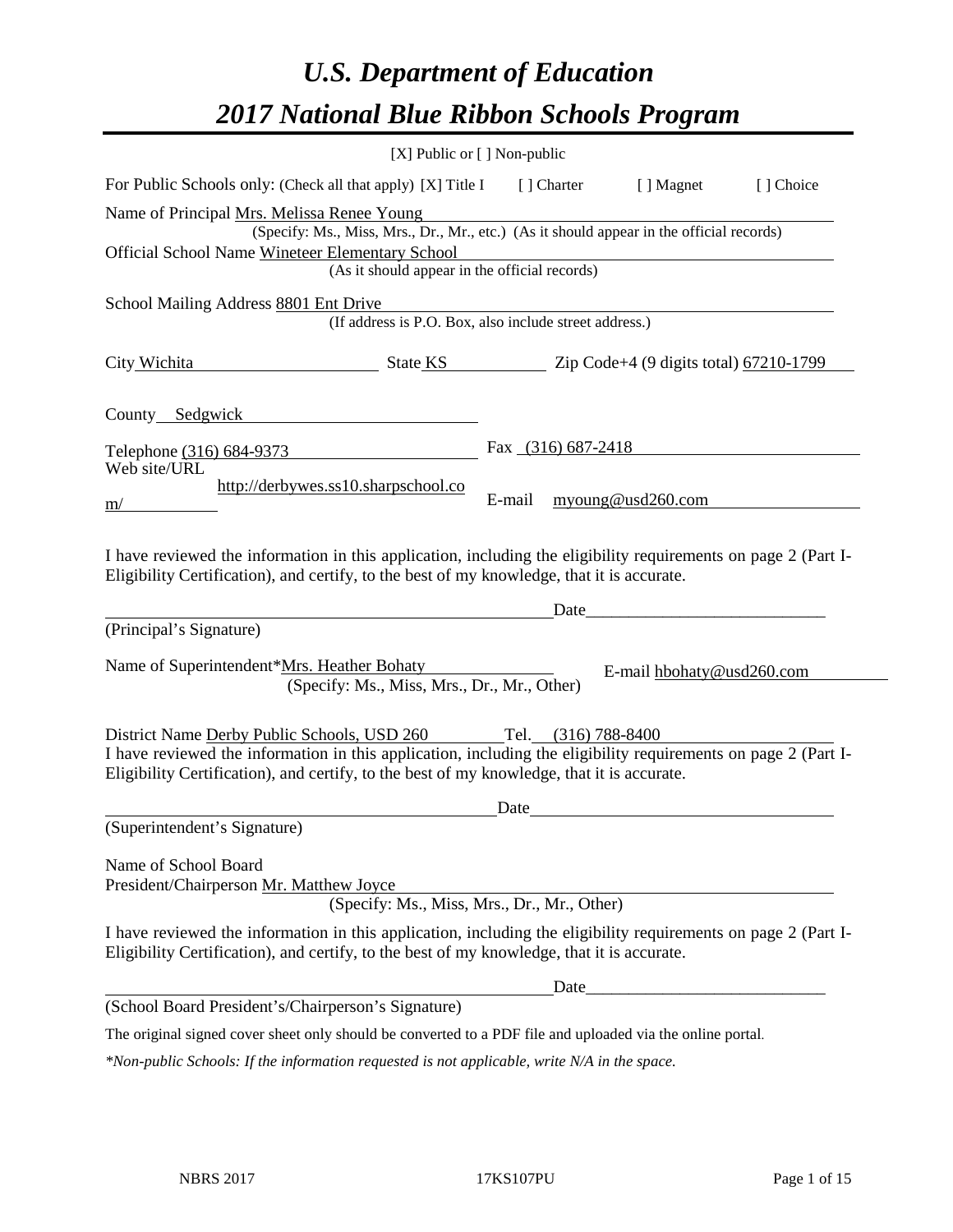# *U.S. Department of Education*

# *2017 National Blue Ribbon Schools Program*

[X] Public or [ ] Non-public

For Public Schools only: (Check all that apply) [X] Title I [ ] Charter [ ] Magnet [ ] Choice

Name of Principal Mrs. Melissa Renee Young
(Specify: Ms., Miss, Mrs., Dr., Mr., etc.) (As it should appear in the official records)

Official School Name Wineteer Elementary School
(As it should appear in the official records)

School Mailing Address 8801 Ent Drive
(If address is P.O. Box, also include street address.)

City Wichita State KS Zip Code+4 (9 digits total) 67210-1799

County Sedgwick

Telephone (316) 684-9373 Fax (316) 687-2418

Web site/URL http://derbywes.ss10.sharpschool.com/ E-mail myoung@usd260.com

I have reviewed the information in this application, including the eligibility requirements on page 2 (Part I-Eligibility Certification), and certify, to the best of my knowledge, that it is accurate.

_______________________________ Date_______________________
(Principal's Signature)

Name of Superintendent*Mrs. Heather Bohaty E-mail hbohaty@usd260.com
(Specify: Ms., Miss, Mrs., Dr., Mr., Other)

District Name Derby Public Schools, USD 260 Tel. (316) 788-8400

I have reviewed the information in this application, including the eligibility requirements on page 2 (Part I-Eligibility Certification), and certify, to the best of my knowledge, that it is accurate.

_______________________________ Date_______________________
(Superintendent's Signature)

Name of School Board
President/Chairperson Mr. Matthew Joyce
(Specify: Ms., Miss, Mrs., Dr., Mr., Other)

I have reviewed the information in this application, including the eligibility requirements on page 2 (Part I-Eligibility Certification), and certify, to the best of my knowledge, that it is accurate.

_______________________________ Date_______________________
(School Board President's/Chairperson's Signature)

The original signed cover sheet only should be converted to a PDF file and uploaded via the online portal.

*\*Non-public Schools: If the information requested is not applicable, write N/A in the space.*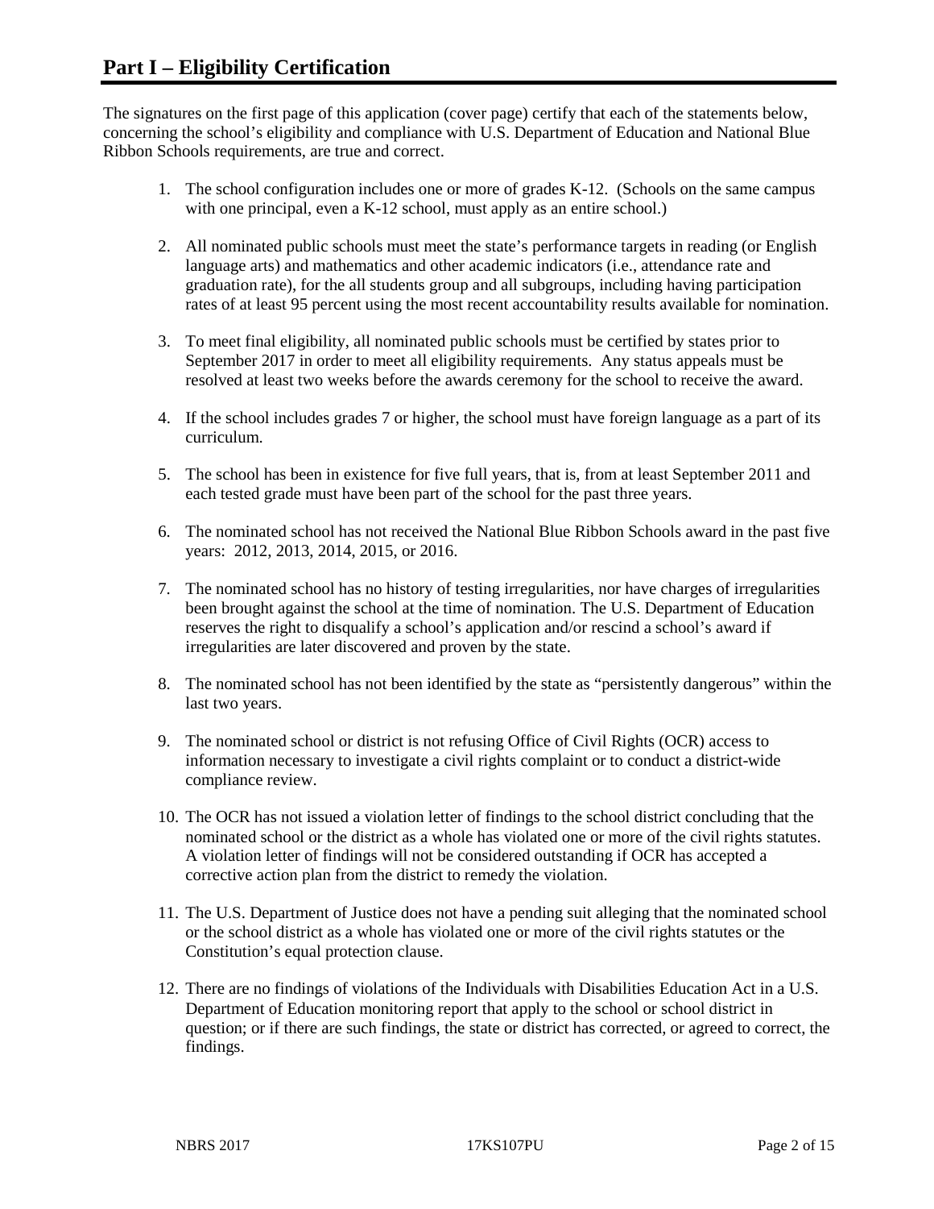## Part I – Eligibility Certification

The signatures on the first page of this application (cover page) certify that each of the statements below, concerning the school's eligibility and compliance with U.S. Department of Education and National Blue Ribbon Schools requirements, are true and correct.

1. The school configuration includes one or more of grades K-12. (Schools on the same campus with one principal, even a K-12 school, must apply as an entire school.)
2. All nominated public schools must meet the state's performance targets in reading (or English language arts) and mathematics and other academic indicators (i.e., attendance rate and graduation rate), for the all students group and all subgroups, including having participation rates of at least 95 percent using the most recent accountability results available for nomination.
3. To meet final eligibility, all nominated public schools must be certified by states prior to September 2017 in order to meet all eligibility requirements. Any status appeals must be resolved at least two weeks before the awards ceremony for the school to receive the award.
4. If the school includes grades 7 or higher, the school must have foreign language as a part of its curriculum.
5. The school has been in existence for five full years, that is, from at least September 2011 and each tested grade must have been part of the school for the past three years.
6. The nominated school has not received the National Blue Ribbon Schools award in the past five years: 2012, 2013, 2014, 2015, or 2016.
7. The nominated school has no history of testing irregularities, nor have charges of irregularities been brought against the school at the time of nomination. The U.S. Department of Education reserves the right to disqualify a school's application and/or rescind a school's award if irregularities are later discovered and proven by the state.
8. The nominated school has not been identified by the state as "persistently dangerous" within the last two years.
9. The nominated school or district is not refusing Office of Civil Rights (OCR) access to information necessary to investigate a civil rights complaint or to conduct a district-wide compliance review.
10. The OCR has not issued a violation letter of findings to the school district concluding that the nominated school or the district as a whole has violated one or more of the civil rights statutes. A violation letter of findings will not be considered outstanding if OCR has accepted a corrective action plan from the district to remedy the violation.
11. The U.S. Department of Justice does not have a pending suit alleging that the nominated school or the school district as a whole has violated one or more of the civil rights statutes or the Constitution's equal protection clause.
12. There are no findings of violations of the Individuals with Disabilities Education Act in a U.S. Department of Education monitoring report that apply to the school or school district in question; or if there are such findings, the state or district has corrected, or agreed to correct, the findings.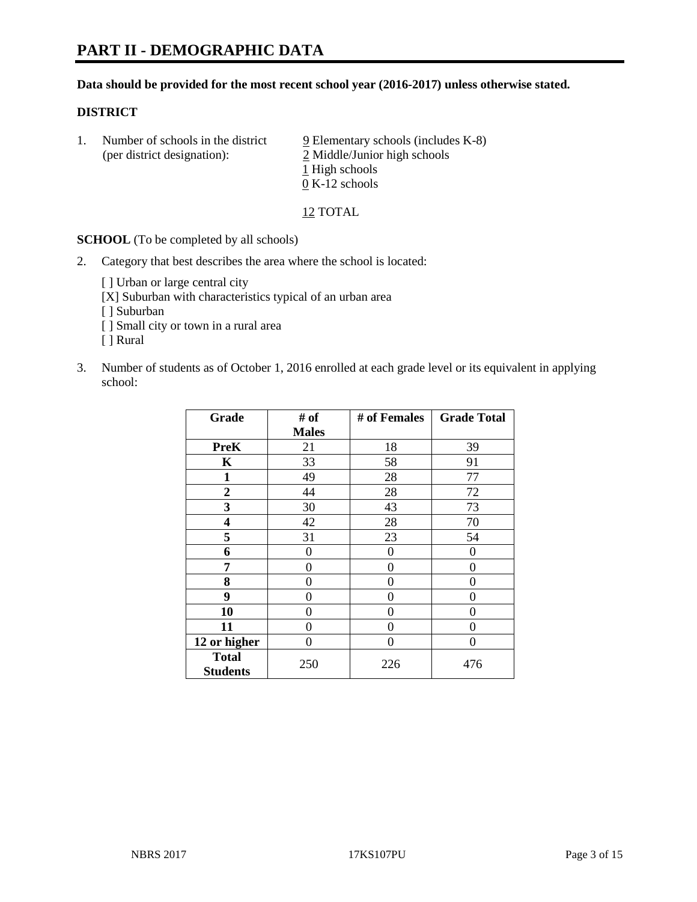# PART II - DEMOGRAPHIC DATA

**Data should be provided for the most recent school year (2016-2017) unless otherwise stated.**

**DISTRICT**

1. Number of schools in the district (per district designation):
   9 Elementary schools (includes K-8)
   2 Middle/Junior high schools
   1 High schools
   0 K-12 schools

   12 TOTAL

**SCHOOL** (To be completed by all schools)

2. Category that best describes the area where the school is located:

   [ ] Urban or large central city
   [X] Suburban with characteristics typical of an urban area
   [ ] Suburban
   [ ] Small city or town in a rural area
   [ ] Rural

3. Number of students as of October 1, 2016 enrolled at each grade level or its equivalent in applying school:

| Grade | # of Males | # of Females | Grade Total |
|---|---|---|---|
| **PreK** | 21 | 18 | 39 |
| **K** | 33 | 58 | 91 |
| **1** | 49 | 28 | 77 |
| **2** | 44 | 28 | 72 |
| **3** | 30 | 43 | 73 |
| **4** | 42 | 28 | 70 |
| **5** | 31 | 23 | 54 |
| **6** | 0 | 0 | 0 |
| **7** | 0 | 0 | 0 |
| **8** | 0 | 0 | 0 |
| **9** | 0 | 0 | 0 |
| **10** | 0 | 0 | 0 |
| **11** | 0 | 0 | 0 |
| **12 or higher** | 0 | 0 | 0 |
| **Total Students** | 250 | 226 | 476 |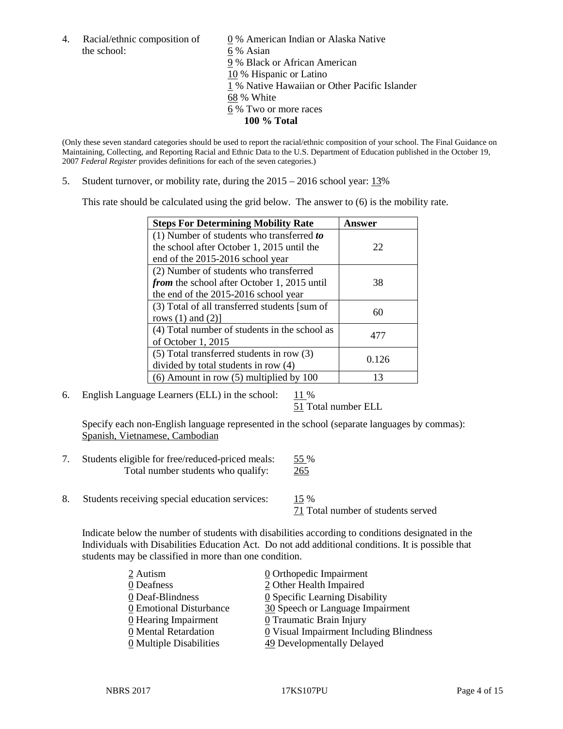4. Racial/ethnic composition of the school:

0 % American Indian or Alaska Native
6 % Asian
9 % Black or African American
10 % Hispanic or Latino
1 % Native Hawaiian or Other Pacific Islander
68 % White
6 % Two or more races
**100 % Total**

(Only these seven standard categories should be used to report the racial/ethnic composition of your school. The Final Guidance on Maintaining, Collecting, and Reporting Racial and Ethnic Data to the U.S. Department of Education published in the October 19, 2007 *Federal Register* provides definitions for each of the seven categories.)

5. Student turnover, or mobility rate, during the 2015 – 2016 school year: 13%

This rate should be calculated using the grid below. The answer to (6) is the mobility rate.

| **Steps For Determining Mobility Rate** | **Answer** |
|---|---|
| (1) Number of students who transferred ***to*** the school after October 1, 2015 until the end of the 2015-2016 school year | 22 |
| (2) Number of students who transferred ***from*** the school after October 1, 2015 until the end of the 2015-2016 school year | 38 |
| (3) Total of all transferred students [sum of rows (1) and (2)] | 60 |
| (4) Total number of students in the school as of October 1, 2015 | 477 |
| (5) Total transferred students in row (3) divided by total students in row (4) | 0.126 |
| (6) Amount in row (5) multiplied by 100 | 13 |

6. English Language Learners (ELL) in the school: 11 %
51 Total number ELL

Specify each non-English language represented in the school (separate languages by commas):
Spanish, Vietnamese, Cambodian

7. Students eligible for free/reduced-priced meals: 55 %
Total number students who qualify: 265

8. Students receiving special education services: 15 %
71 Total number of students served

Indicate below the number of students with disabilities according to conditions designated in the Individuals with Disabilities Education Act. Do not add additional conditions. It is possible that students may be classified in more than one condition.

2 Autism
0 Deafness
0 Deaf-Blindness
0 Emotional Disturbance
0 Hearing Impairment
0 Mental Retardation
0 Multiple Disabilities
0 Orthopedic Impairment
2 Other Health Impaired
0 Specific Learning Disability
30 Speech or Language Impairment
0 Traumatic Brain Injury
0 Visual Impairment Including Blindness
49 Developmentally Delayed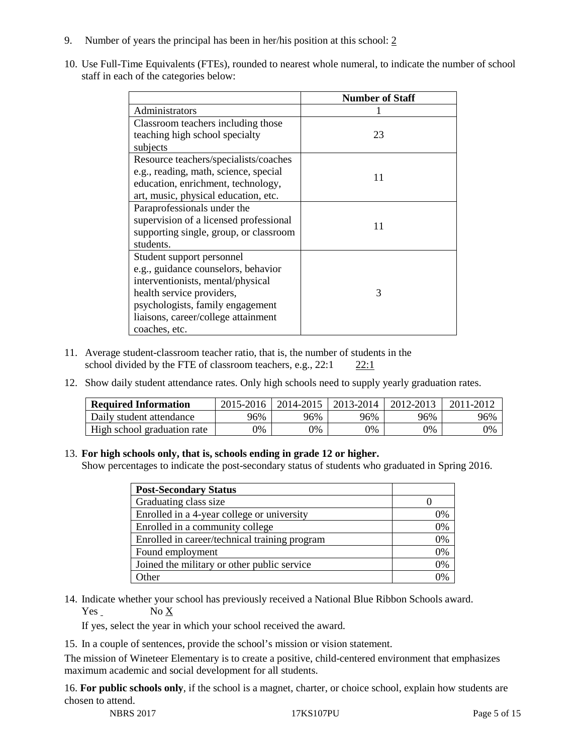9. Number of years the principal has been in her/his position at this school: 2

10. Use Full-Time Equivalents (FTEs), rounded to nearest whole numeral, to indicate the number of school staff in each of the categories below:

| | Number of Staff |
|---|---|
| Administrators | 1 |
| Classroom teachers including those teaching high school specialty subjects | 23 |
| Resource teachers/specialists/coaches e.g., reading, math, science, special education, enrichment, technology, art, music, physical education, etc. | 11 |
| Paraprofessionals under the supervision of a licensed professional supporting single, group, or classroom students. | 11 |
| Student support personnel e.g., guidance counselors, behavior interventionists, mental/physical health service providers, psychologists, family engagement liaisons, career/college attainment coaches, etc. | 3 |

11. Average student-classroom teacher ratio, that is, the number of students in the school divided by the FTE of classroom teachers, e.g., 22:1    22:1

12. Show daily student attendance rates. Only high schools need to supply yearly graduation rates.

| Required Information | 2015-2016 | 2014-2015 | 2013-2014 | 2012-2013 | 2011-2012 |
|---|---|---|---|---|---|
| Daily student attendance | 96% | 96% | 96% | 96% | 96% |
| High school graduation rate | 0% | 0% | 0% | 0% | 0% |

13. **For high schools only, that is, schools ending in grade 12 or higher.**
Show percentages to indicate the post-secondary status of students who graduated in Spring 2016.

| Post-Secondary Status | |
|---|---|
| Graduating class size | 0 |
| Enrolled in a 4-year college or university | 0% |
| Enrolled in a community college | 0% |
| Enrolled in career/technical training program | 0% |
| Found employment | 0% |
| Joined the military or other public service | 0% |
| Other | 0% |

14. Indicate whether your school has previously received a National Blue Ribbon Schools award.
Yes ___ No X

If yes, select the year in which your school received the award.

15. In a couple of sentences, provide the school's mission or vision statement.

The mission of Wineteer Elementary is to create a positive, child-centered environment that emphasizes maximum academic and social development for all students.

16. **For public schools only**, if the school is a magnet, charter, or choice school, explain how students are chosen to attend.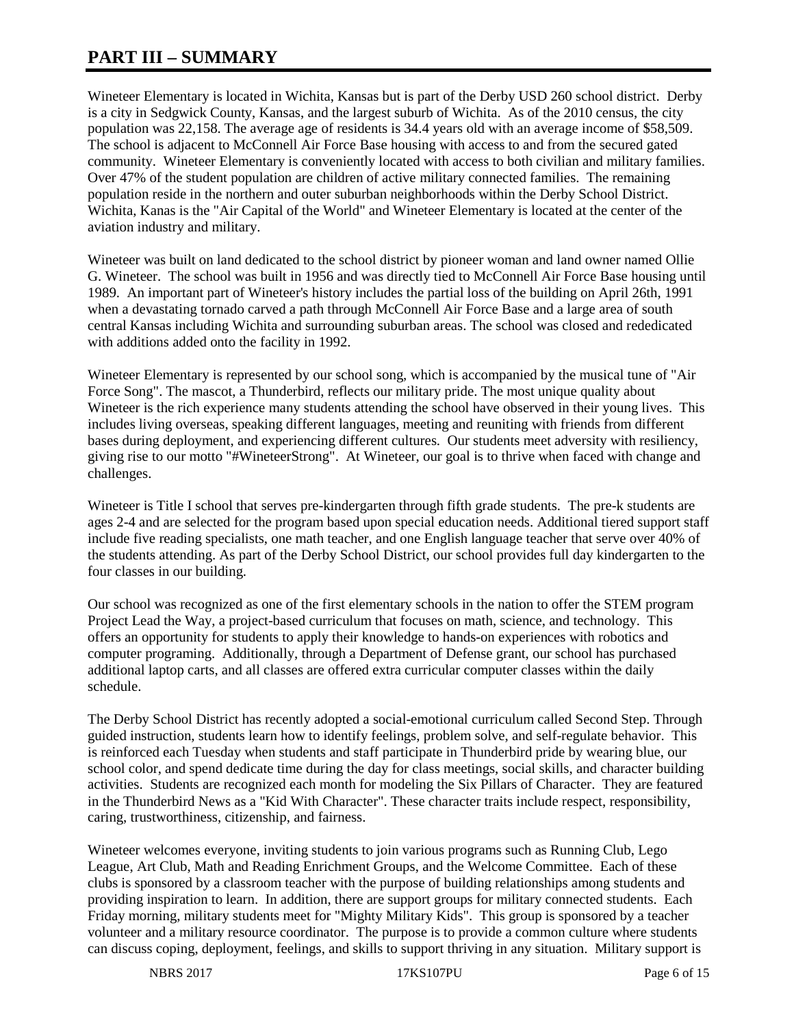# PART III – SUMMARY

Wineteer Elementary is located in Wichita, Kansas but is part of the Derby USD 260 school district. Derby is a city in Sedgwick County, Kansas, and the largest suburb of Wichita. As of the 2010 census, the city population was 22,158. The average age of residents is 34.4 years old with an average income of $58,509. The school is adjacent to McConnell Air Force Base housing with access to and from the secured gated community. Wineteer Elementary is conveniently located with access to both civilian and military families. Over 47% of the student population are children of active military connected families. The remaining population reside in the northern and outer suburban neighborhoods within the Derby School District. Wichita, Kanas is the "Air Capital of the World" and Wineteer Elementary is located at the center of the aviation industry and military.

Wineteer was built on land dedicated to the school district by pioneer woman and land owner named Ollie G. Wineteer. The school was built in 1956 and was directly tied to McConnell Air Force Base housing until 1989. An important part of Wineteer's history includes the partial loss of the building on April 26th, 1991 when a devastating tornado carved a path through McConnell Air Force Base and a large area of south central Kansas including Wichita and surrounding suburban areas. The school was closed and rededicated with additions added onto the facility in 1992.

Wineteer Elementary is represented by our school song, which is accompanied by the musical tune of "Air Force Song". The mascot, a Thunderbird, reflects our military pride. The most unique quality about Wineteer is the rich experience many students attending the school have observed in their young lives. This includes living overseas, speaking different languages, meeting and reuniting with friends from different bases during deployment, and experiencing different cultures. Our students meet adversity with resiliency, giving rise to our motto "#WineteerStrong". At Wineteer, our goal is to thrive when faced with change and challenges.

Wineteer is Title I school that serves pre-kindergarten through fifth grade students. The pre-k students are ages 2-4 and are selected for the program based upon special education needs. Additional tiered support staff include five reading specialists, one math teacher, and one English language teacher that serve over 40% of the students attending. As part of the Derby School District, our school provides full day kindergarten to the four classes in our building.

Our school was recognized as one of the first elementary schools in the nation to offer the STEM program Project Lead the Way, a project-based curriculum that focuses on math, science, and technology. This offers an opportunity for students to apply their knowledge to hands-on experiences with robotics and computer programing. Additionally, through a Department of Defense grant, our school has purchased additional laptop carts, and all classes are offered extra curricular computer classes within the daily schedule.

The Derby School District has recently adopted a social-emotional curriculum called Second Step. Through guided instruction, students learn how to identify feelings, problem solve, and self-regulate behavior. This is reinforced each Tuesday when students and staff participate in Thunderbird pride by wearing blue, our school color, and spend dedicate time during the day for class meetings, social skills, and character building activities. Students are recognized each month for modeling the Six Pillars of Character. They are featured in the Thunderbird News as a "Kid With Character". These character traits include respect, responsibility, caring, trustworthiness, citizenship, and fairness.

Wineteer welcomes everyone, inviting students to join various programs such as Running Club, Lego League, Art Club, Math and Reading Enrichment Groups, and the Welcome Committee. Each of these clubs is sponsored by a classroom teacher with the purpose of building relationships among students and providing inspiration to learn. In addition, there are support groups for military connected students. Each Friday morning, military students meet for "Mighty Military Kids". This group is sponsored by a teacher volunteer and a military resource coordinator. The purpose is to provide a common culture where students can discuss coping, deployment, feelings, and skills to support thriving in any situation. Military support is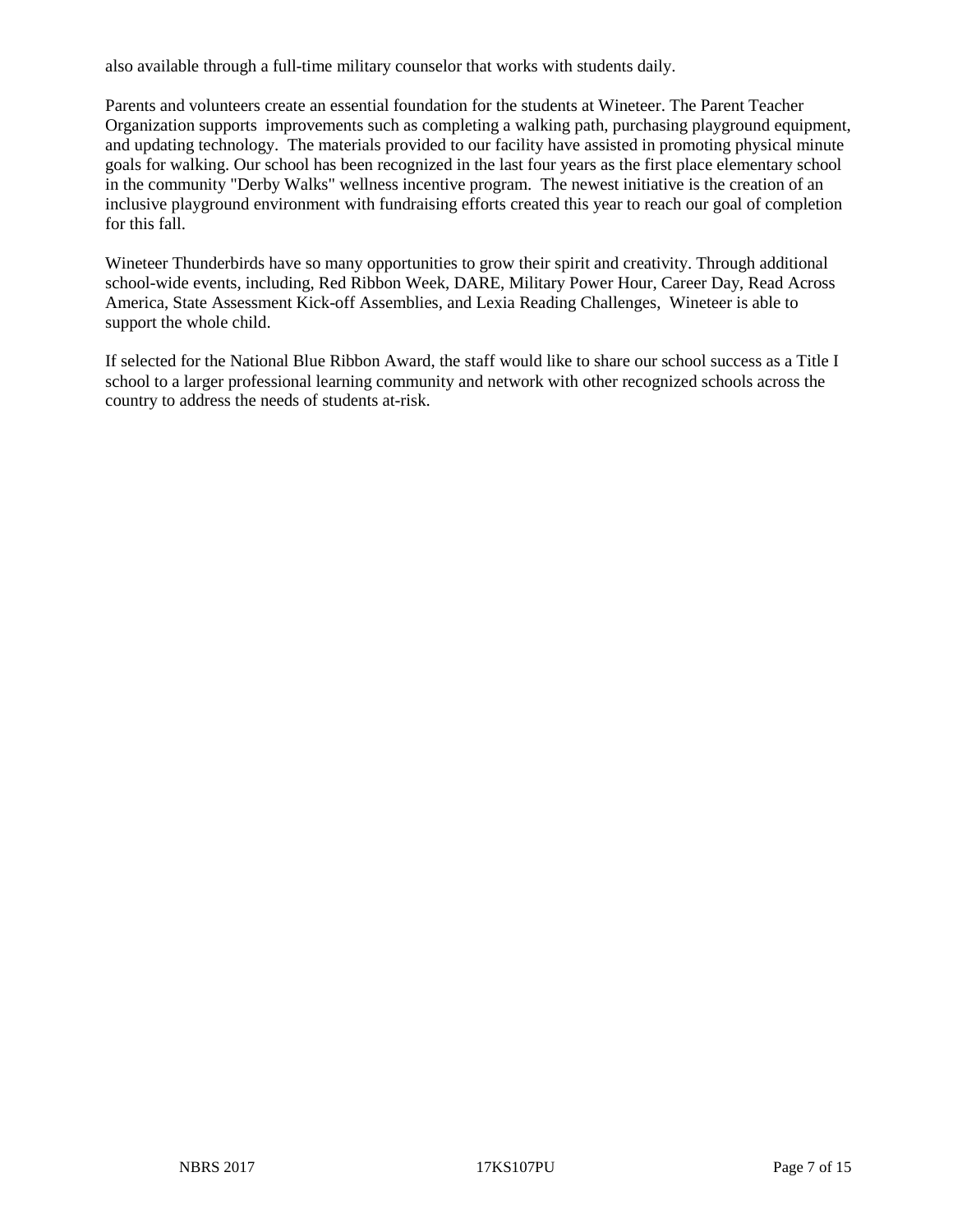also available through a full-time military counselor that works with students daily.

Parents and volunteers create an essential foundation for the students at Wineteer. The Parent Teacher Organization supports improvements such as completing a walking path, purchasing playground equipment, and updating technology. The materials provided to our facility have assisted in promoting physical minute goals for walking. Our school has been recognized in the last four years as the first place elementary school in the community "Derby Walks" wellness incentive program. The newest initiative is the creation of an inclusive playground environment with fundraising efforts created this year to reach our goal of completion for this fall.

Wineteer Thunderbirds have so many opportunities to grow their spirit and creativity. Through additional school-wide events, including, Red Ribbon Week, DARE, Military Power Hour, Career Day, Read Across America, State Assessment Kick-off Assemblies, and Lexia Reading Challenges, Wineteer is able to support the whole child.

If selected for the National Blue Ribbon Award, the staff would like to share our school success as a Title I school to a larger professional learning community and network with other recognized schools across the country to address the needs of students at-risk.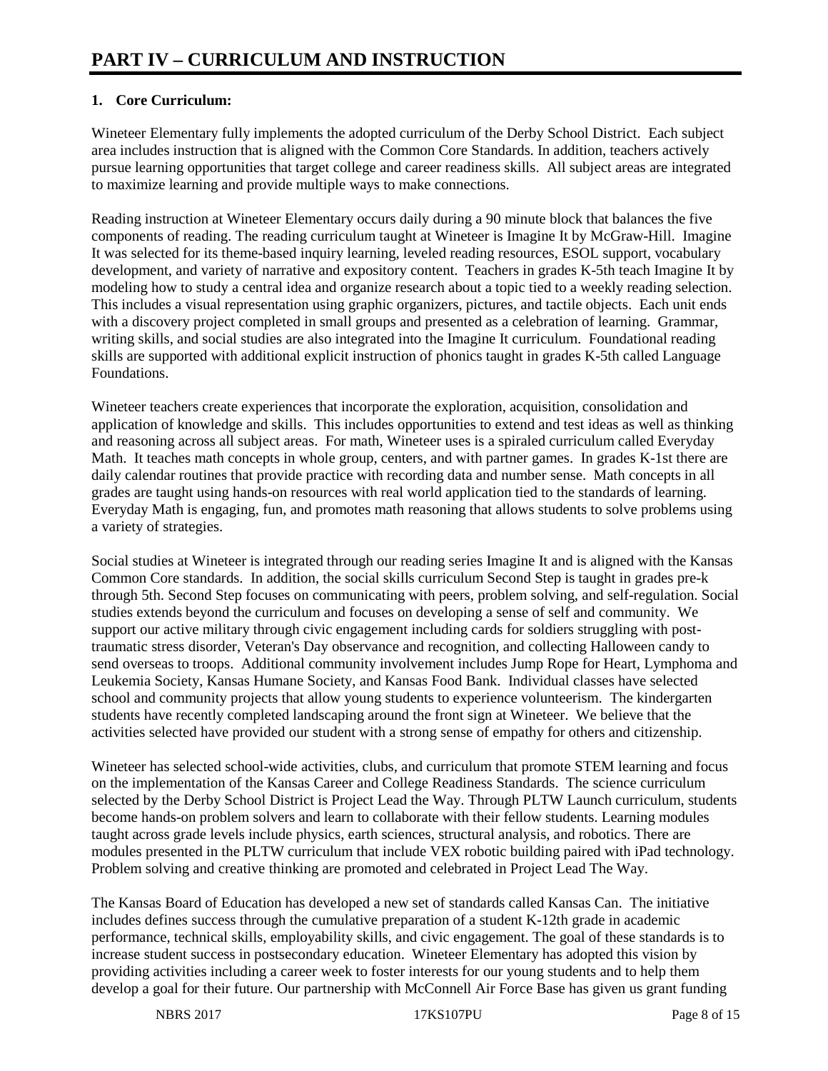# PART IV – CURRICULUM AND INSTRUCTION

## 1. Core Curriculum:

Wineteer Elementary fully implements the adopted curriculum of the Derby School District. Each subject area includes instruction that is aligned with the Common Core Standards. In addition, teachers actively pursue learning opportunities that target college and career readiness skills. All subject areas are integrated to maximize learning and provide multiple ways to make connections.

Reading instruction at Wineteer Elementary occurs daily during a 90 minute block that balances the five components of reading. The reading curriculum taught at Wineteer is Imagine It by McGraw-Hill. Imagine It was selected for its theme-based inquiry learning, leveled reading resources, ESOL support, vocabulary development, and variety of narrative and expository content. Teachers in grades K-5th teach Imagine It by modeling how to study a central idea and organize research about a topic tied to a weekly reading selection. This includes a visual representation using graphic organizers, pictures, and tactile objects. Each unit ends with a discovery project completed in small groups and presented as a celebration of learning. Grammar, writing skills, and social studies are also integrated into the Imagine It curriculum. Foundational reading skills are supported with additional explicit instruction of phonics taught in grades K-5th called Language Foundations.

Wineteer teachers create experiences that incorporate the exploration, acquisition, consolidation and application of knowledge and skills. This includes opportunities to extend and test ideas as well as thinking and reasoning across all subject areas. For math, Wineteer uses is a spiraled curriculum called Everyday Math. It teaches math concepts in whole group, centers, and with partner games. In grades K-1st there are daily calendar routines that provide practice with recording data and number sense. Math concepts in all grades are taught using hands-on resources with real world application tied to the standards of learning. Everyday Math is engaging, fun, and promotes math reasoning that allows students to solve problems using a variety of strategies.

Social studies at Wineteer is integrated through our reading series Imagine It and is aligned with the Kansas Common Core standards. In addition, the social skills curriculum Second Step is taught in grades pre-k through 5th. Second Step focuses on communicating with peers, problem solving, and self-regulation. Social studies extends beyond the curriculum and focuses on developing a sense of self and community. We support our active military through civic engagement including cards for soldiers struggling with post-traumatic stress disorder, Veteran's Day observance and recognition, and collecting Halloween candy to send overseas to troops. Additional community involvement includes Jump Rope for Heart, Lymphoma and Leukemia Society, Kansas Humane Society, and Kansas Food Bank. Individual classes have selected school and community projects that allow young students to experience volunteerism. The kindergarten students have recently completed landscaping around the front sign at Wineteer. We believe that the activities selected have provided our student with a strong sense of empathy for others and citizenship.

Wineteer has selected school-wide activities, clubs, and curriculum that promote STEM learning and focus on the implementation of the Kansas Career and College Readiness Standards. The science curriculum selected by the Derby School District is Project Lead the Way. Through PLTW Launch curriculum, students become hands-on problem solvers and learn to collaborate with their fellow students. Learning modules taught across grade levels include physics, earth sciences, structural analysis, and robotics. There are modules presented in the PLTW curriculum that include VEX robotic building paired with iPad technology. Problem solving and creative thinking are promoted and celebrated in Project Lead The Way.

The Kansas Board of Education has developed a new set of standards called Kansas Can. The initiative includes defines success through the cumulative preparation of a student K-12th grade in academic performance, technical skills, employability skills, and civic engagement. The goal of these standards is to increase student success in postsecondary education. Wineteer Elementary has adopted this vision by providing activities including a career week to foster interests for our young students and to help them develop a goal for their future. Our partnership with McConnell Air Force Base has given us grant funding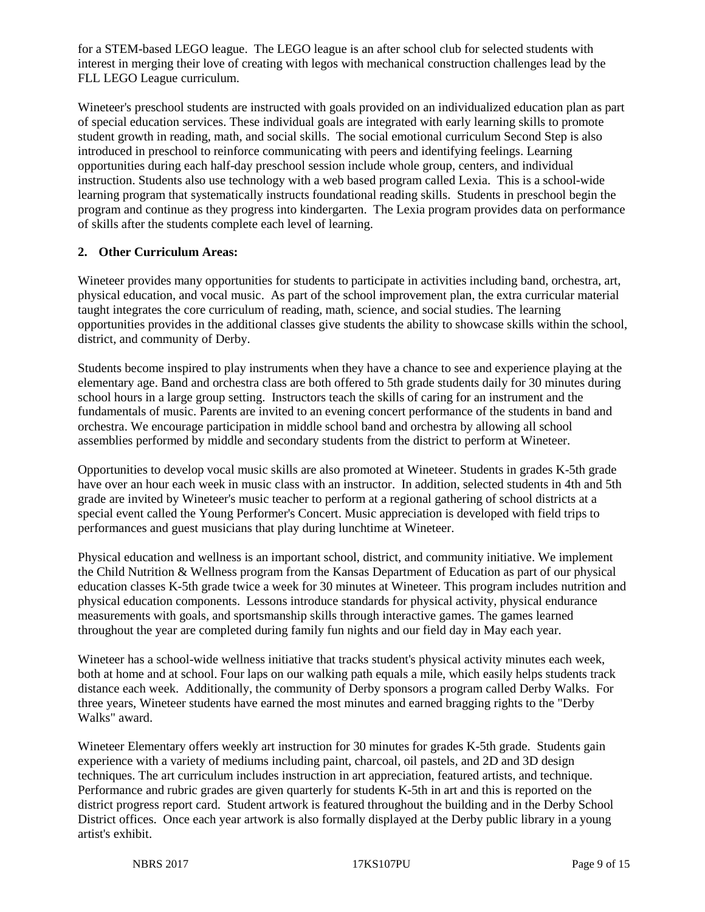for a STEM-based LEGO league. The LEGO league is an after school club for selected students with interest in merging their love of creating with legos with mechanical construction challenges lead by the FLL LEGO League curriculum.

Wineteer's preschool students are instructed with goals provided on an individualized education plan as part of special education services. These individual goals are integrated with early learning skills to promote student growth in reading, math, and social skills. The social emotional curriculum Second Step is also introduced in preschool to reinforce communicating with peers and identifying feelings. Learning opportunities during each half-day preschool session include whole group, centers, and individual instruction. Students also use technology with a web based program called Lexia. This is a school-wide learning program that systematically instructs foundational reading skills. Students in preschool begin the program and continue as they progress into kindergarten. The Lexia program provides data on performance of skills after the students complete each level of learning.

**2. Other Curriculum Areas:**

Wineteer provides many opportunities for students to participate in activities including band, orchestra, art, physical education, and vocal music. As part of the school improvement plan, the extra curricular material taught integrates the core curriculum of reading, math, science, and social studies. The learning opportunities provides in the additional classes give students the ability to showcase skills within the school, district, and community of Derby.

Students become inspired to play instruments when they have a chance to see and experience playing at the elementary age. Band and orchestra class are both offered to 5th grade students daily for 30 minutes during school hours in a large group setting. Instructors teach the skills of caring for an instrument and the fundamentals of music. Parents are invited to an evening concert performance of the students in band and orchestra. We encourage participation in middle school band and orchestra by allowing all school assemblies performed by middle and secondary students from the district to perform at Wineteer.

Opportunities to develop vocal music skills are also promoted at Wineteer. Students in grades K-5th grade have over an hour each week in music class with an instructor. In addition, selected students in 4th and 5th grade are invited by Wineteer's music teacher to perform at a regional gathering of school districts at a special event called the Young Performer's Concert. Music appreciation is developed with field trips to performances and guest musicians that play during lunchtime at Wineteer.

Physical education and wellness is an important school, district, and community initiative. We implement the Child Nutrition & Wellness program from the Kansas Department of Education as part of our physical education classes K-5th grade twice a week for 30 minutes at Wineteer. This program includes nutrition and physical education components. Lessons introduce standards for physical activity, physical endurance measurements with goals, and sportsmanship skills through interactive games. The games learned throughout the year are completed during family fun nights and our field day in May each year.

Wineteer has a school-wide wellness initiative that tracks student's physical activity minutes each week, both at home and at school. Four laps on our walking path equals a mile, which easily helps students track distance each week. Additionally, the community of Derby sponsors a program called Derby Walks. For three years, Wineteer students have earned the most minutes and earned bragging rights to the "Derby Walks" award.

Wineteer Elementary offers weekly art instruction for 30 minutes for grades K-5th grade. Students gain experience with a variety of mediums including paint, charcoal, oil pastels, and 2D and 3D design techniques. The art curriculum includes instruction in art appreciation, featured artists, and technique. Performance and rubric grades are given quarterly for students K-5th in art and this is reported on the district progress report card. Student artwork is featured throughout the building and in the Derby School District offices. Once each year artwork is also formally displayed at the Derby public library in a young artist's exhibit.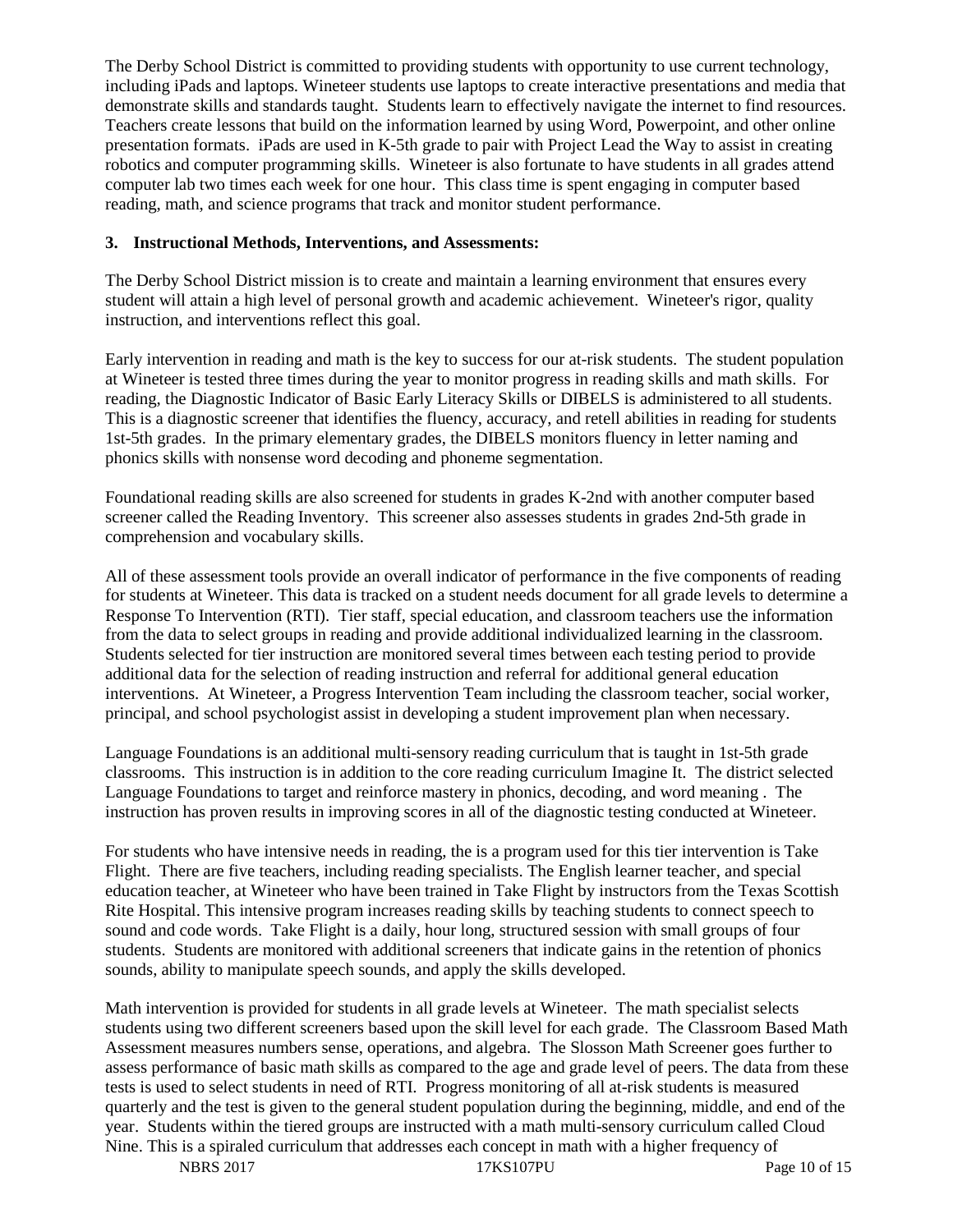The Derby School District is committed to providing students with opportunity to use current technology, including iPads and laptops. Wineteer students use laptops to create interactive presentations and media that demonstrate skills and standards taught. Students learn to effectively navigate the internet to find resources. Teachers create lessons that build on the information learned by using Word, Powerpoint, and other online presentation formats. iPads are used in K-5th grade to pair with Project Lead the Way to assist in creating robotics and computer programming skills. Wineteer is also fortunate to have students in all grades attend computer lab two times each week for one hour. This class time is spent engaging in computer based reading, math, and science programs that track and monitor student performance.

**3. Instructional Methods, Interventions, and Assessments:**

The Derby School District mission is to create and maintain a learning environment that ensures every student will attain a high level of personal growth and academic achievement. Wineteer's rigor, quality instruction, and interventions reflect this goal.

Early intervention in reading and math is the key to success for our at-risk students. The student population at Wineteer is tested three times during the year to monitor progress in reading skills and math skills. For reading, the Diagnostic Indicator of Basic Early Literacy Skills or DIBELS is administered to all students. This is a diagnostic screener that identifies the fluency, accuracy, and retell abilities in reading for students 1st-5th grades. In the primary elementary grades, the DIBELS monitors fluency in letter naming and phonics skills with nonsense word decoding and phoneme segmentation.

Foundational reading skills are also screened for students in grades K-2nd with another computer based screener called the Reading Inventory. This screener also assesses students in grades 2nd-5th grade in comprehension and vocabulary skills.

All of these assessment tools provide an overall indicator of performance in the five components of reading for students at Wineteer. This data is tracked on a student needs document for all grade levels to determine a Response To Intervention (RTI). Tier staff, special education, and classroom teachers use the information from the data to select groups in reading and provide additional individualized learning in the classroom. Students selected for tier instruction are monitored several times between each testing period to provide additional data for the selection of reading instruction and referral for additional general education interventions. At Wineteer, a Progress Intervention Team including the classroom teacher, social worker, principal, and school psychologist assist in developing a student improvement plan when necessary.

Language Foundations is an additional multi-sensory reading curriculum that is taught in 1st-5th grade classrooms. This instruction is in addition to the core reading curriculum Imagine It. The district selected Language Foundations to target and reinforce mastery in phonics, decoding, and word meaning . The instruction has proven results in improving scores in all of the diagnostic testing conducted at Wineteer.

For students who have intensive needs in reading, the is a program used for this tier intervention is Take Flight. There are five teachers, including reading specialists. The English learner teacher, and special education teacher, at Wineteer who have been trained in Take Flight by instructors from the Texas Scottish Rite Hospital. This intensive program increases reading skills by teaching students to connect speech to sound and code words. Take Flight is a daily, hour long, structured session with small groups of four students. Students are monitored with additional screeners that indicate gains in the retention of phonics sounds, ability to manipulate speech sounds, and apply the skills developed.

Math intervention is provided for students in all grade levels at Wineteer. The math specialist selects students using two different screeners based upon the skill level for each grade. The Classroom Based Math Assessment measures numbers sense, operations, and algebra. The Slosson Math Screener goes further to assess performance of basic math skills as compared to the age and grade level of peers. The data from these tests is used to select students in need of RTI. Progress monitoring of all at-risk students is measured quarterly and the test is given to the general student population during the beginning, middle, and end of the year. Students within the tiered groups are instructed with a math multi-sensory curriculum called Cloud Nine. This is a spiraled curriculum that addresses each concept in math with a higher frequency of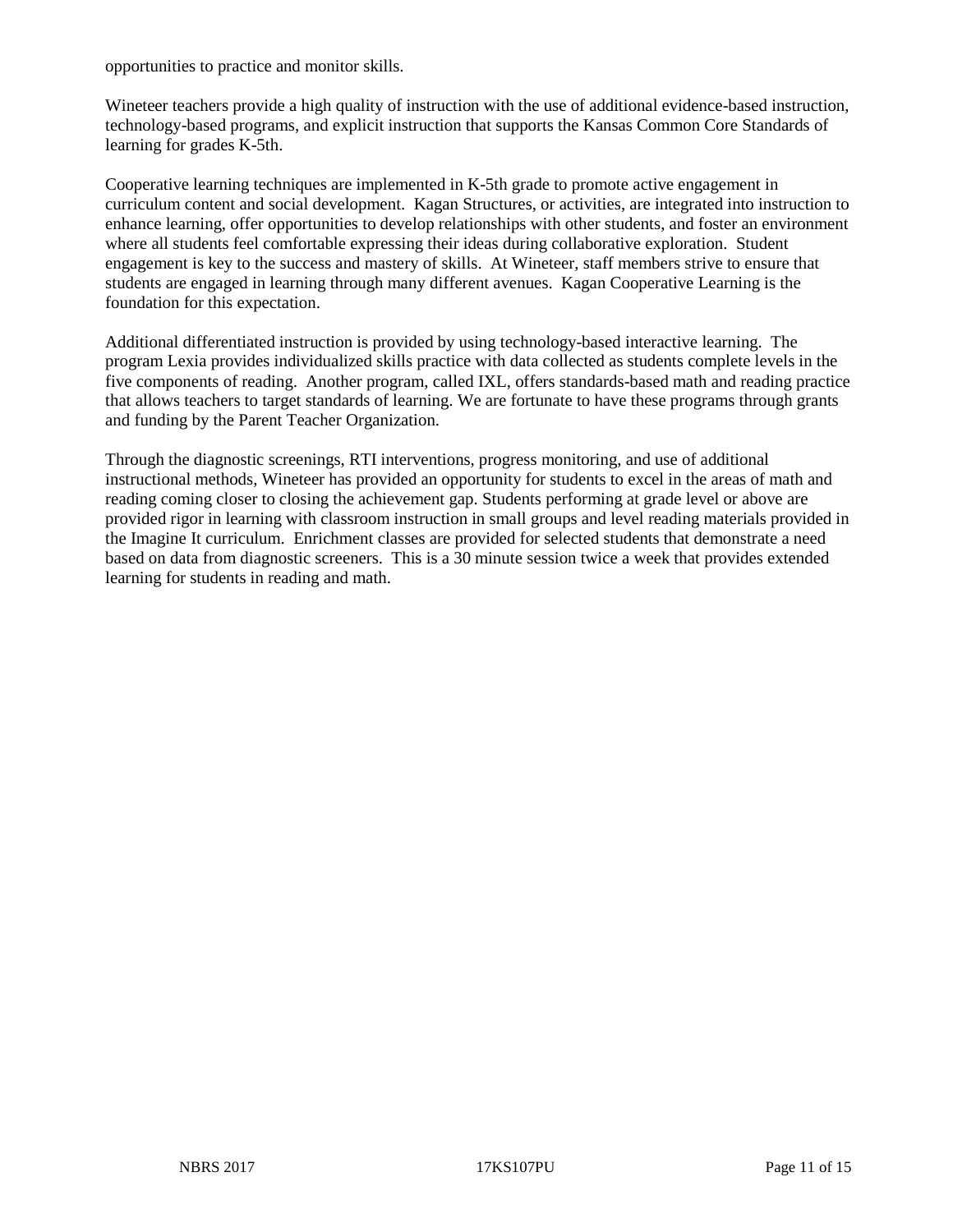opportunities to practice and monitor skills.

Wineteer teachers provide a high quality of instruction with the use of additional evidence-based instruction, technology-based programs, and explicit instruction that supports the Kansas Common Core Standards of learning for grades K-5th.

Cooperative learning techniques are implemented in K-5th grade to promote active engagement in curriculum content and social development. Kagan Structures, or activities, are integrated into instruction to enhance learning, offer opportunities to develop relationships with other students, and foster an environment where all students feel comfortable expressing their ideas during collaborative exploration. Student engagement is key to the success and mastery of skills. At Wineteer, staff members strive to ensure that students are engaged in learning through many different avenues. Kagan Cooperative Learning is the foundation for this expectation.

Additional differentiated instruction is provided by using technology-based interactive learning. The program Lexia provides individualized skills practice with data collected as students complete levels in the five components of reading. Another program, called IXL, offers standards-based math and reading practice that allows teachers to target standards of learning. We are fortunate to have these programs through grants and funding by the Parent Teacher Organization.

Through the diagnostic screenings, RTI interventions, progress monitoring, and use of additional instructional methods, Wineteer has provided an opportunity for students to excel in the areas of math and reading coming closer to closing the achievement gap. Students performing at grade level or above are provided rigor in learning with classroom instruction in small groups and level reading materials provided in the Imagine It curriculum. Enrichment classes are provided for selected students that demonstrate a need based on data from diagnostic screeners. This is a 30 minute session twice a week that provides extended learning for students in reading and math.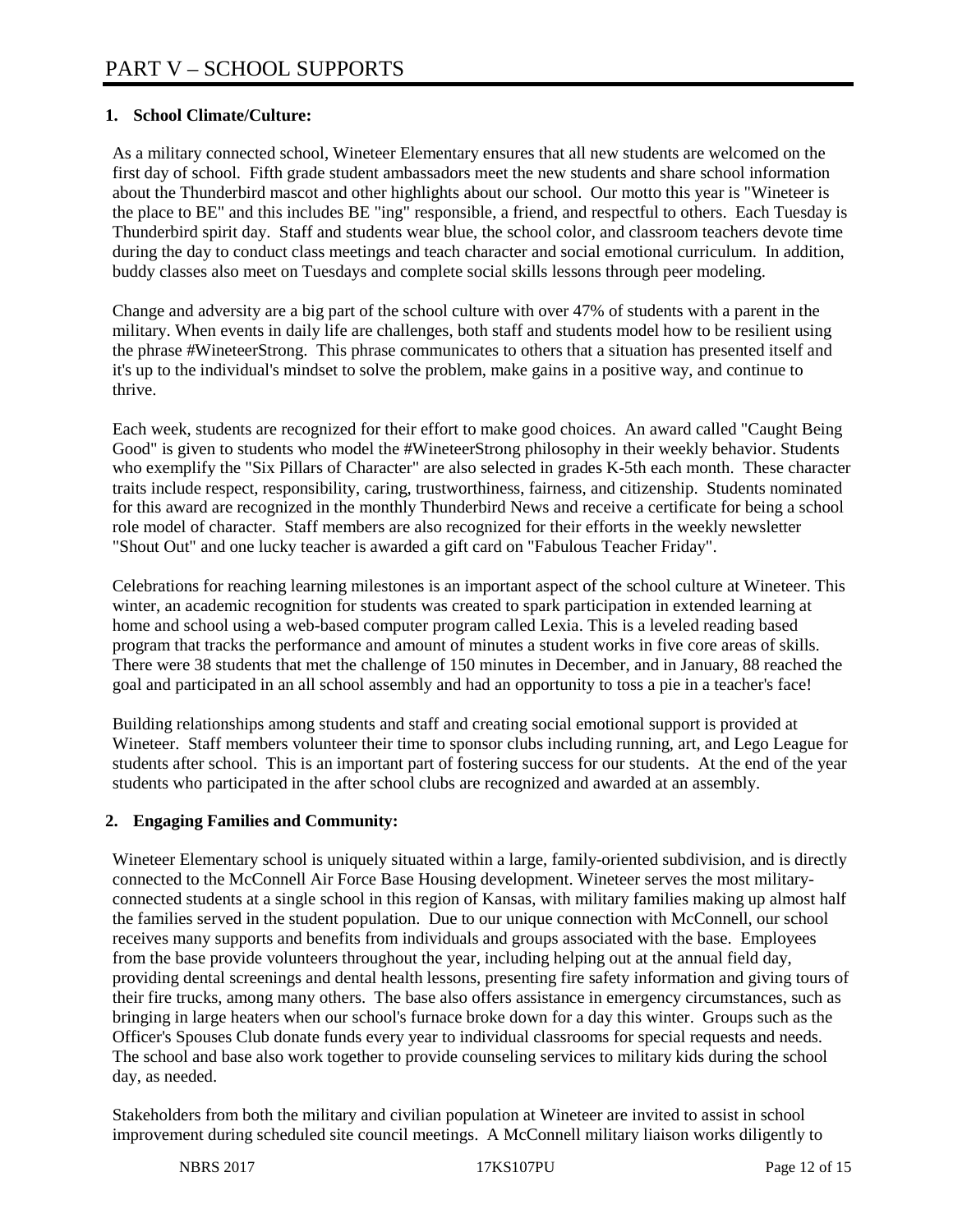# PART V – SCHOOL SUPPORTS

**1. School Climate/Culture:**

As a military connected school, Wineteer Elementary ensures that all new students are welcomed on the first day of school. Fifth grade student ambassadors meet the new students and share school information about the Thunderbird mascot and other highlights about our school. Our motto this year is "Wineteer is the place to BE" and this includes BE "ing" responsible, a friend, and respectful to others. Each Tuesday is Thunderbird spirit day. Staff and students wear blue, the school color, and classroom teachers devote time during the day to conduct class meetings and teach character and social emotional curriculum. In addition, buddy classes also meet on Tuesdays and complete social skills lessons through peer modeling.

Change and adversity are a big part of the school culture with over 47% of students with a parent in the military. When events in daily life are challenges, both staff and students model how to be resilient using the phrase #WineteerStrong. This phrase communicates to others that a situation has presented itself and it's up to the individual's mindset to solve the problem, make gains in a positive way, and continue to thrive.

Each week, students are recognized for their effort to make good choices. An award called "Caught Being Good" is given to students who model the #WineteerStrong philosophy in their weekly behavior. Students who exemplify the "Six Pillars of Character" are also selected in grades K-5th each month. These character traits include respect, responsibility, caring, trustworthiness, fairness, and citizenship. Students nominated for this award are recognized in the monthly Thunderbird News and receive a certificate for being a school role model of character. Staff members are also recognized for their efforts in the weekly newsletter "Shout Out" and one lucky teacher is awarded a gift card on "Fabulous Teacher Friday".

Celebrations for reaching learning milestones is an important aspect of the school culture at Wineteer. This winter, an academic recognition for students was created to spark participation in extended learning at home and school using a web-based computer program called Lexia. This is a leveled reading based program that tracks the performance and amount of minutes a student works in five core areas of skills. There were 38 students that met the challenge of 150 minutes in December, and in January, 88 reached the goal and participated in an all school assembly and had an opportunity to toss a pie in a teacher's face!

Building relationships among students and staff and creating social emotional support is provided at Wineteer. Staff members volunteer their time to sponsor clubs including running, art, and Lego League for students after school. This is an important part of fostering success for our students. At the end of the year students who participated in the after school clubs are recognized and awarded at an assembly.

**2. Engaging Families and Community:**

Wineteer Elementary school is uniquely situated within a large, family-oriented subdivision, and is directly connected to the McConnell Air Force Base Housing development. Wineteer serves the most military-connected students at a single school in this region of Kansas, with military families making up almost half the families served in the student population. Due to our unique connection with McConnell, our school receives many supports and benefits from individuals and groups associated with the base. Employees from the base provide volunteers throughout the year, including helping out at the annual field day, providing dental screenings and dental health lessons, presenting fire safety information and giving tours of their fire trucks, among many others. The base also offers assistance in emergency circumstances, such as bringing in large heaters when our school's furnace broke down for a day this winter. Groups such as the Officer's Spouses Club donate funds every year to individual classrooms for special requests and needs. The school and base also work together to provide counseling services to military kids during the school day, as needed.

Stakeholders from both the military and civilian population at Wineteer are invited to assist in school improvement during scheduled site council meetings. A McConnell military liaison works diligently to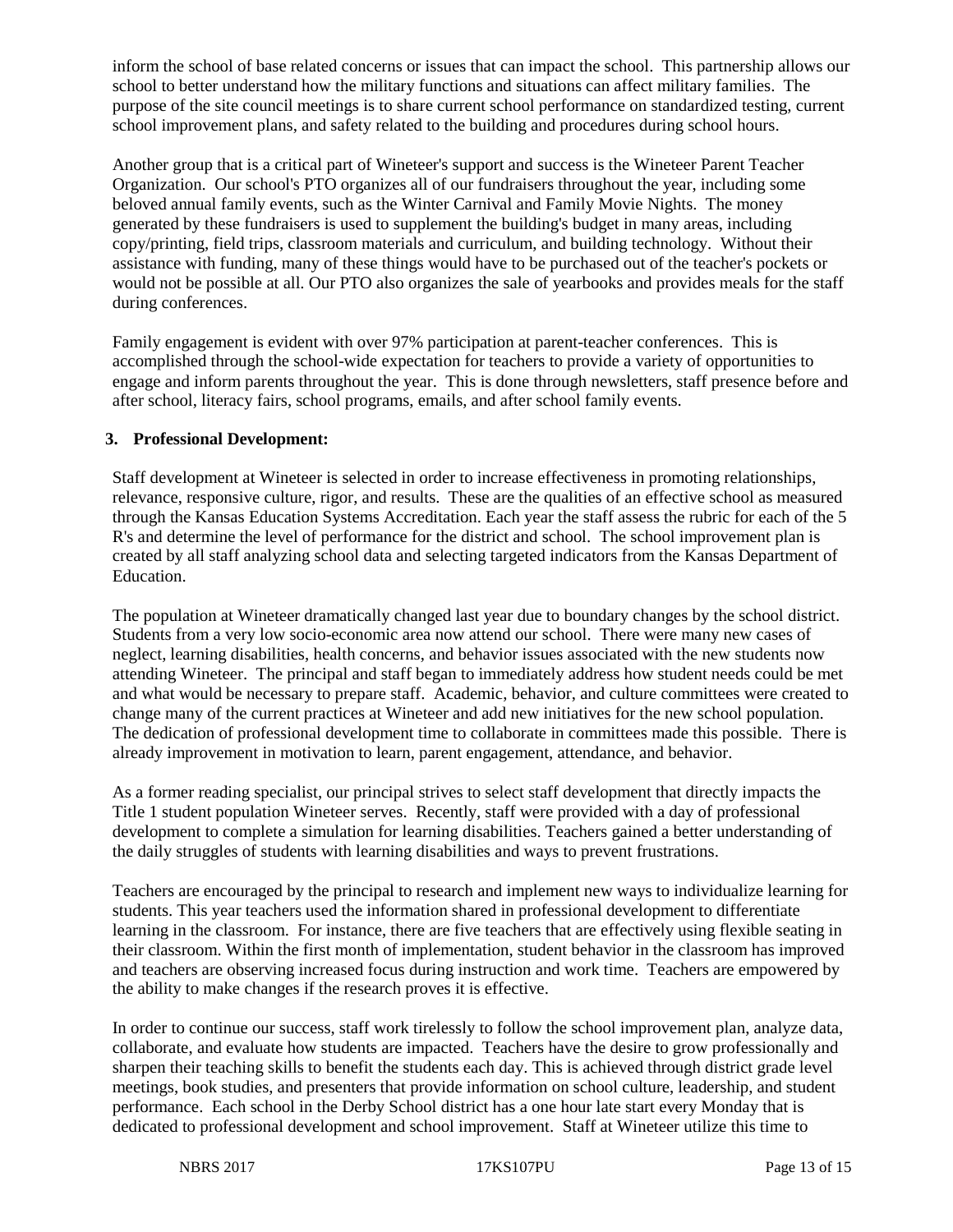inform the school of base related concerns or issues that can impact the school. This partnership allows our school to better understand how the military functions and situations can affect military families. The purpose of the site council meetings is to share current school performance on standardized testing, current school improvement plans, and safety related to the building and procedures during school hours.

Another group that is a critical part of Wineteer's support and success is the Wineteer Parent Teacher Organization. Our school's PTO organizes all of our fundraisers throughout the year, including some beloved annual family events, such as the Winter Carnival and Family Movie Nights. The money generated by these fundraisers is used to supplement the building's budget in many areas, including copy/printing, field trips, classroom materials and curriculum, and building technology. Without their assistance with funding, many of these things would have to be purchased out of the teacher's pockets or would not be possible at all. Our PTO also organizes the sale of yearbooks and provides meals for the staff during conferences.

Family engagement is evident with over 97% participation at parent-teacher conferences. This is accomplished through the school-wide expectation for teachers to provide a variety of opportunities to engage and inform parents throughout the year. This is done through newsletters, staff presence before and after school, literacy fairs, school programs, emails, and after school family events.

**3. Professional Development:**

Staff development at Wineteer is selected in order to increase effectiveness in promoting relationships, relevance, responsive culture, rigor, and results. These are the qualities of an effective school as measured through the Kansas Education Systems Accreditation. Each year the staff assess the rubric for each of the 5 R's and determine the level of performance for the district and school. The school improvement plan is created by all staff analyzing school data and selecting targeted indicators from the Kansas Department of Education.

The population at Wineteer dramatically changed last year due to boundary changes by the school district. Students from a very low socio-economic area now attend our school. There were many new cases of neglect, learning disabilities, health concerns, and behavior issues associated with the new students now attending Wineteer. The principal and staff began to immediately address how student needs could be met and what would be necessary to prepare staff. Academic, behavior, and culture committees were created to change many of the current practices at Wineteer and add new initiatives for the new school population. The dedication of professional development time to collaborate in committees made this possible. There is already improvement in motivation to learn, parent engagement, attendance, and behavior.

As a former reading specialist, our principal strives to select staff development that directly impacts the Title 1 student population Wineteer serves. Recently, staff were provided with a day of professional development to complete a simulation for learning disabilities. Teachers gained a better understanding of the daily struggles of students with learning disabilities and ways to prevent frustrations.

Teachers are encouraged by the principal to research and implement new ways to individualize learning for students. This year teachers used the information shared in professional development to differentiate learning in the classroom. For instance, there are five teachers that are effectively using flexible seating in their classroom. Within the first month of implementation, student behavior in the classroom has improved and teachers are observing increased focus during instruction and work time. Teachers are empowered by the ability to make changes if the research proves it is effective.

In order to continue our success, staff work tirelessly to follow the school improvement plan, analyze data, collaborate, and evaluate how students are impacted. Teachers have the desire to grow professionally and sharpen their teaching skills to benefit the students each day. This is achieved through district grade level meetings, book studies, and presenters that provide information on school culture, leadership, and student performance. Each school in the Derby School district has a one hour late start every Monday that is dedicated to professional development and school improvement. Staff at Wineteer utilize this time to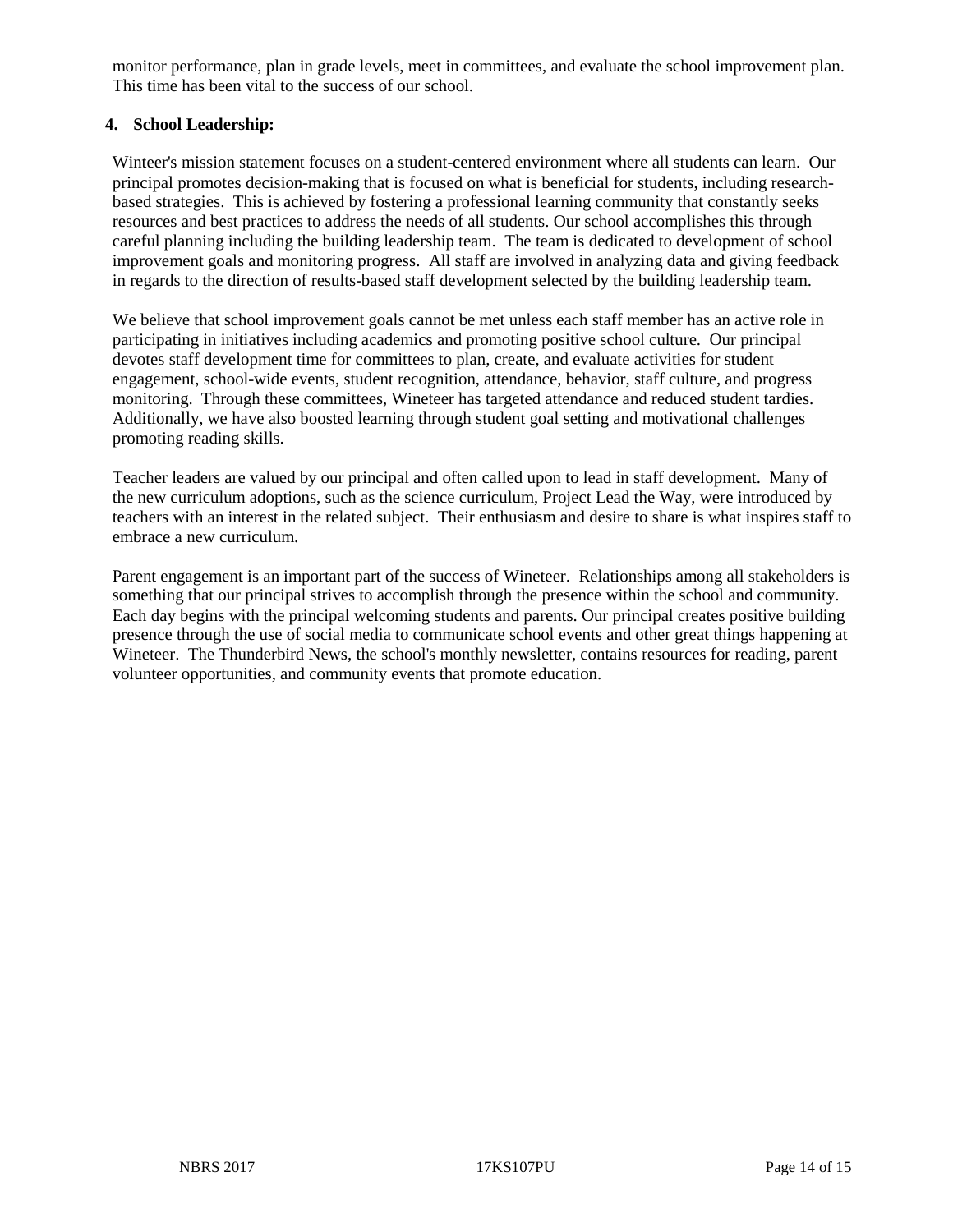monitor performance, plan in grade levels, meet in committees, and evaluate the school improvement plan. This time has been vital to the success of our school.

**4. School Leadership:**

Winteer's mission statement focuses on a student-centered environment where all students can learn. Our principal promotes decision-making that is focused on what is beneficial for students, including research-based strategies. This is achieved by fostering a professional learning community that constantly seeks resources and best practices to address the needs of all students. Our school accomplishes this through careful planning including the building leadership team. The team is dedicated to development of school improvement goals and monitoring progress. All staff are involved in analyzing data and giving feedback in regards to the direction of results-based staff development selected by the building leadership team.

We believe that school improvement goals cannot be met unless each staff member has an active role in participating in initiatives including academics and promoting positive school culture. Our principal devotes staff development time for committees to plan, create, and evaluate activities for student engagement, school-wide events, student recognition, attendance, behavior, staff culture, and progress monitoring. Through these committees, Wineteer has targeted attendance and reduced student tardies. Additionally, we have also boosted learning through student goal setting and motivational challenges promoting reading skills.

Teacher leaders are valued by our principal and often called upon to lead in staff development. Many of the new curriculum adoptions, such as the science curriculum, Project Lead the Way, were introduced by teachers with an interest in the related subject. Their enthusiasm and desire to share is what inspires staff to embrace a new curriculum.

Parent engagement is an important part of the success of Wineteer. Relationships among all stakeholders is something that our principal strives to accomplish through the presence within the school and community. Each day begins with the principal welcoming students and parents. Our principal creates positive building presence through the use of social media to communicate school events and other great things happening at Wineteer. The Thunderbird News, the school's monthly newsletter, contains resources for reading, parent volunteer opportunities, and community events that promote education.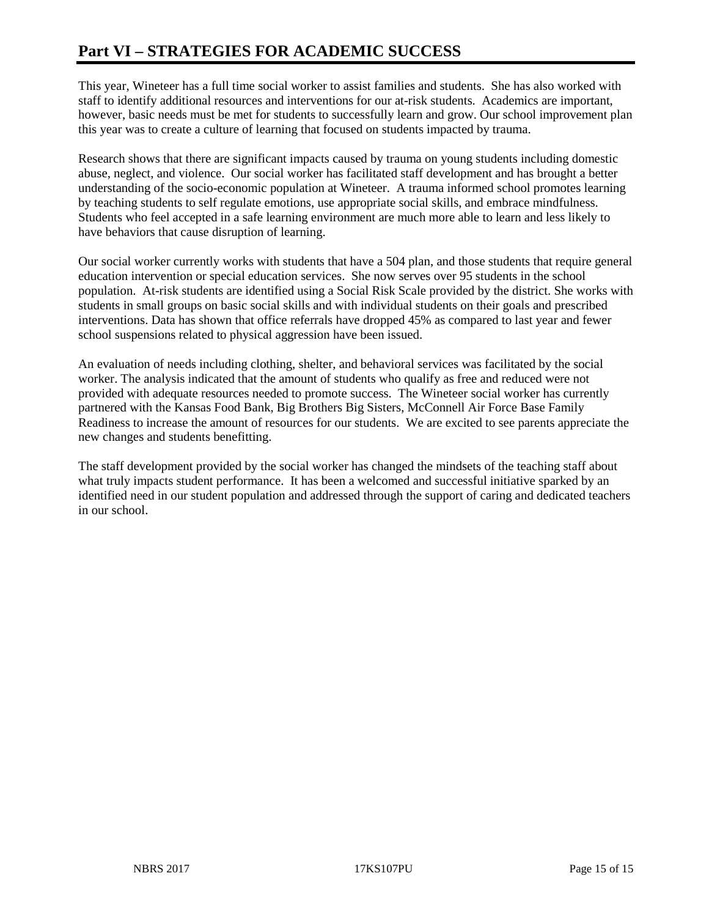# Part VI – STRATEGIES FOR ACADEMIC SUCCESS

This year, Wineteer has a full time social worker to assist families and students. She has also worked with staff to identify additional resources and interventions for our at-risk students. Academics are important, however, basic needs must be met for students to successfully learn and grow. Our school improvement plan this year was to create a culture of learning that focused on students impacted by trauma.

Research shows that there are significant impacts caused by trauma on young students including domestic abuse, neglect, and violence. Our social worker has facilitated staff development and has brought a better understanding of the socio-economic population at Wineteer. A trauma informed school promotes learning by teaching students to self regulate emotions, use appropriate social skills, and embrace mindfulness. Students who feel accepted in a safe learning environment are much more able to learn and less likely to have behaviors that cause disruption of learning.

Our social worker currently works with students that have a 504 plan, and those students that require general education intervention or special education services. She now serves over 95 students in the school population. At-risk students are identified using a Social Risk Scale provided by the district. She works with students in small groups on basic social skills and with individual students on their goals and prescribed interventions. Data has shown that office referrals have dropped 45% as compared to last year and fewer school suspensions related to physical aggression have been issued.

An evaluation of needs including clothing, shelter, and behavioral services was facilitated by the social worker. The analysis indicated that the amount of students who qualify as free and reduced were not provided with adequate resources needed to promote success. The Wineteer social worker has currently partnered with the Kansas Food Bank, Big Brothers Big Sisters, McConnell Air Force Base Family Readiness to increase the amount of resources for our students. We are excited to see parents appreciate the new changes and students benefitting.

The staff development provided by the social worker has changed the mindsets of the teaching staff about what truly impacts student performance. It has been a welcomed and successful initiative sparked by an identified need in our student population and addressed through the support of caring and dedicated teachers in our school.